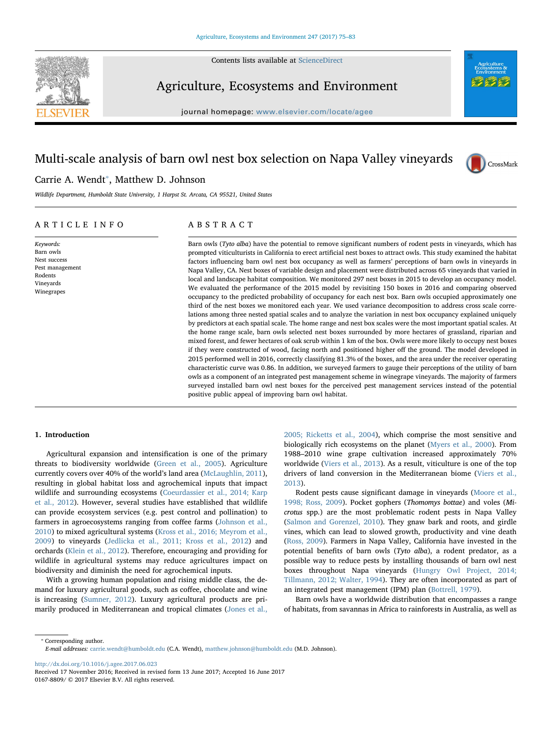# Multi-scale analysis of barn owl nest box selection on Napa Valley vineyards

Carrie A. Wendt*, Matthew D. Johnson

*Wildlife Department, Humboldt State University, 1 Harpst St. Arcata, CA 95521, United States*

## ARTICLE INFO

*Keywords:*
Barn owls
Nest success
Pest management
Rodents
Vineyards
Winegrapes

## ABSTRACT

Barn owls (*Tyto alba*) have the potential to remove significant numbers of rodent pests in vineyards, which has prompted viticulturists in California to erect artificial nest boxes to attract owls. This study examined the habitat factors influencing barn owl nest box occupancy as well as farmers' perceptions of barn owls in vineyards in Napa Valley, CA. Nest boxes of variable design and placement were distributed across 65 vineyards that varied in local and landscape habitat composition. We monitored 297 nest boxes in 2015 to develop an occupancy model. We evaluated the performance of the 2015 model by revisiting 150 boxes in 2016 and comparing observed occupancy to the predicted probability of occupancy for each nest box. Barn owls occupied approximately one third of the nest boxes we monitored each year. We used variance decomposition to address cross scale correlations among three nested spatial scales and to analyze the variation in nest box occupancy explained uniquely by predictors at each spatial scale. The home range and nest box scales were the most important spatial scales. At the home range scale, barn owls selected nest boxes surrounded by more hectares of grassland, riparian and mixed forest, and fewer hectares of oak scrub within 1 km of the box. Owls were more likely to occupy nest boxes if they were constructed of wood, facing north and positioned higher off the ground. The model developed in 2015 performed well in 2016, correctly classifying 81.3% of the boxes, and the area under the receiver operating characteristic curve was 0.86. In addition, we surveyed farmers to gauge their perceptions of the utility of barn owls as a component of an integrated pest management scheme in winegrape vineyards. The majority of farmers surveyed installed barn owl nest boxes for the perceived pest management services instead of the potential positive public appeal of improving barn owl habitat.

## 1. Introduction

Agricultural expansion and intensification is one of the primary threats to biodiversity worldwide (Green et al., 2005). Agriculture currently covers over 40% of the world's land area (McLaughlin, 2011), resulting in global habitat loss and agrochemical inputs that impact wildlife and surrounding ecosystems (Coeurdassier et al., 2014; Karp et al., 2012). However, several studies have established that wildlife can provide ecosystem services (e.g. pest control and pollination) to farmers in agroecosystems ranging from coffee farms (Johnson et al., 2010) to mixed agricultural systems (Kross et al., 2016; Meyrom et al., 2009) to vineyards (Jedlicka et al., 2011; Kross et al., 2012) and orchards (Klein et al., 2012). Therefore, encouraging and providing for wildlife in agricultural systems may reduce agricultures impact on biodiversity and diminish the need for agrochemical inputs.

With a growing human population and rising middle class, the demand for luxury agricultural goods, such as coffee, chocolate and wine is increasing (Sumner, 2012). Luxury agricultural products are primarily produced in Mediterranean and tropical climates (Jones et al., 2005; Ricketts et al., 2004), which comprise the most sensitive and biologically rich ecosystems on the planet (Myers et al., 2000). From 1988–2010 wine grape cultivation increased approximately 70% worldwide (Viers et al., 2013). As a result, viticulture is one of the top drivers of land conversion in the Mediterranean biome (Viers et al., 2013).

Rodent pests cause significant damage in vineyards (Moore et al., 1998; Ross, 2009). Pocket gophers (*Thomomys bottae*) and voles (*Microtus* spp.) are the most problematic rodent pests in Napa Valley (Salmon and Gorenzel, 2010). They gnaw bark and roots, and girdle vines, which can lead to slowed growth, productivity and vine death (Ross, 2009). Farmers in Napa Valley, California have invested in the potential benefits of barn owls (*Tyto alba*), a rodent predator, as a possible way to reduce pests by installing thousands of barn owl nest boxes throughout Napa vineyards (Hungry Owl Project, 2014; Tillmann, 2012; Walter, 1994). They are often incorporated as part of an integrated pest management (IPM) plan (Bottrell, 1979).

Barn owls have a worldwide distribution that encompasses a range of habitats, from savannas in Africa to rainforests in Australia, as well as

* Corresponding author.
*E-mail addresses:* carrie.wendt@humboldt.edu (C.A. Wendt), matthew.johnson@humboldt.edu (M.D. Johnson).

http://dx.doi.org/10.1016/j.agee.2017.06.023
Received 17 November 2016; Received in revised form 13 June 2017; Accepted 16 June 2017
0167-8809/ © 2017 Elsevier B.V. All rights reserved.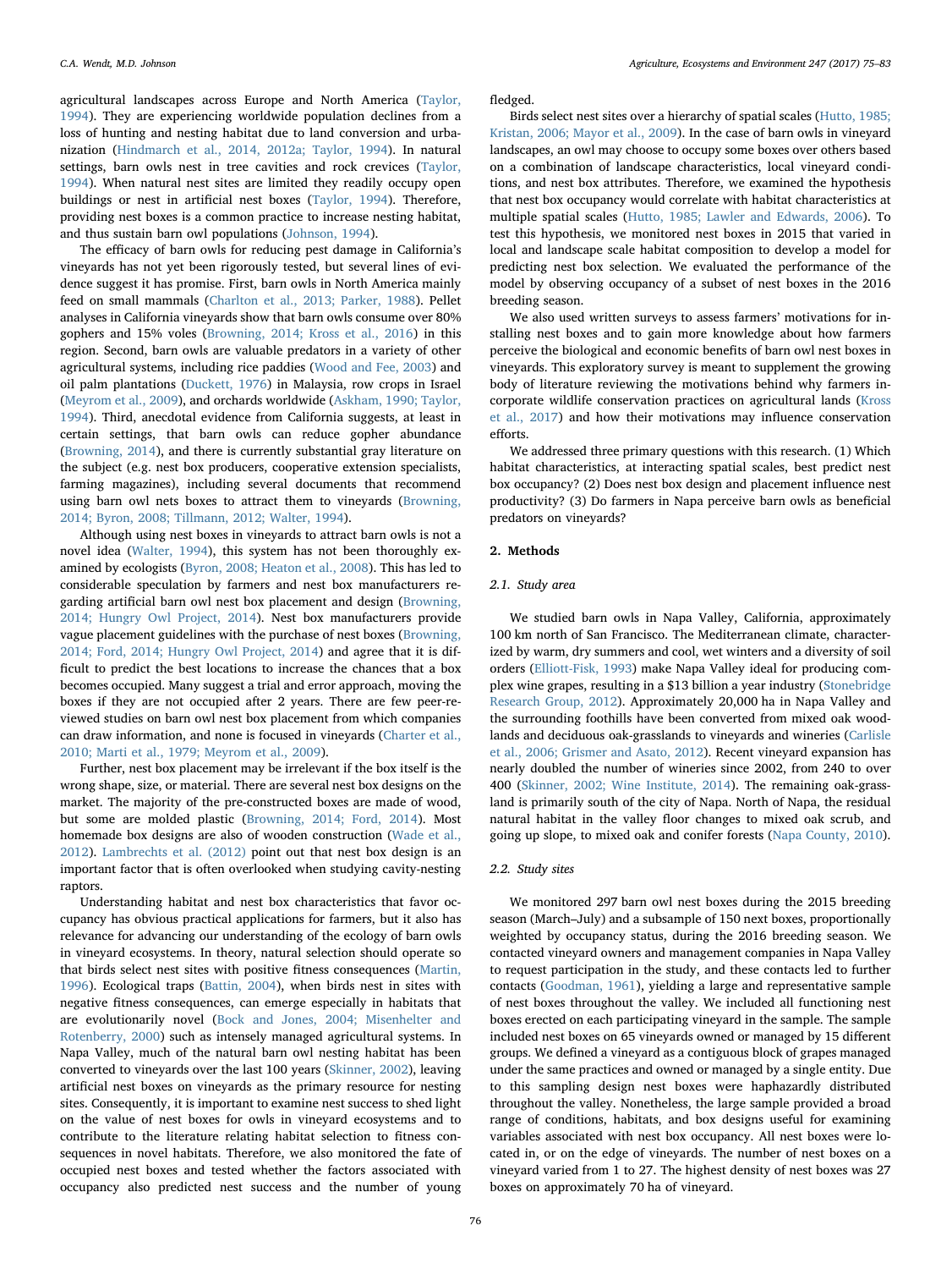agricultural landscapes across Europe and North America (Taylor, 1994). They are experiencing worldwide population declines from a loss of hunting and nesting habitat due to land conversion and urbanization (Hindmarch et al., 2014, 2012a; Taylor, 1994). In natural settings, barn owls nest in tree cavities and rock crevices (Taylor, 1994). When natural nest sites are limited they readily occupy open buildings or nest in artificial nest boxes (Taylor, 1994). Therefore, providing nest boxes is a common practice to increase nesting habitat, and thus sustain barn owl populations (Johnson, 1994).

The efficacy of barn owls for reducing pest damage in California's vineyards has not yet been rigorously tested, but several lines of evidence suggest it has promise. First, barn owls in North America mainly feed on small mammals (Charlton et al., 2013; Parker, 1988). Pellet analyses in California vineyards show that barn owls consume over 80% gophers and 15% voles (Browning, 2014; Kross et al., 2016) in this region. Second, barn owls are valuable predators in a variety of other agricultural systems, including rice paddies (Wood and Fee, 2003) and oil palm plantations (Duckett, 1976) in Malaysia, row crops in Israel (Meyrom et al., 2009), and orchards worldwide (Askham, 1990; Taylor, 1994). Third, anecdotal evidence from California suggests, at least in certain settings, that barn owls can reduce gopher abundance (Browning, 2014), and there is currently substantial gray literature on the subject (e.g. nest box producers, cooperative extension specialists, farming magazines), including several documents that recommend using barn owl nets boxes to attract them to vineyards (Browning, 2014; Byron, 2008; Tillmann, 2012; Walter, 1994).

Although using nest boxes in vineyards to attract barn owls is not a novel idea (Walter, 1994), this system has not been thoroughly examined by ecologists (Byron, 2008; Heaton et al., 2008). This has led to considerable speculation by farmers and nest box manufacturers regarding artificial barn owl nest box placement and design (Browning, 2014; Hungry Owl Project, 2014). Nest box manufacturers provide vague placement guidelines with the purchase of nest boxes (Browning, 2014; Ford, 2014; Hungry Owl Project, 2014) and agree that it is difficult to predict the best locations to increase the chances that a box becomes occupied. Many suggest a trial and error approach, moving the boxes if they are not occupied after 2 years. There are few peer-reviewed studies on barn owl nest box placement from which companies can draw information, and none is focused in vineyards (Charter et al., 2010; Marti et al., 1979; Meyrom et al., 2009).

Further, nest box placement may be irrelevant if the box itself is the wrong shape, size, or material. There are several nest box designs on the market. The majority of the pre-constructed boxes are made of wood, but some are molded plastic (Browning, 2014; Ford, 2014). Most homemade box designs are also of wooden construction (Wade et al., 2012). Lambrechts et al. (2012) point out that nest box design is an important factor that is often overlooked when studying cavity-nesting raptors.

Understanding habitat and nest box characteristics that favor occupancy has obvious practical applications for farmers, but it also has relevance for advancing our understanding of the ecology of barn owls in vineyard ecosystems. In theory, natural selection should operate so that birds select nest sites with positive fitness consequences (Martin, 1996). Ecological traps (Battin, 2004), when birds nest in sites with negative fitness consequences, can emerge especially in habitats that are evolutionarily novel (Bock and Jones, 2004; Misenhelter and Rotenberry, 2000) such as intensely managed agricultural systems. In Napa Valley, much of the natural barn owl nesting habitat has been converted to vineyards over the last 100 years (Skinner, 2002), leaving artificial nest boxes on vineyards as the primary resource for nesting sites. Consequently, it is important to examine nest success to shed light on the value of nest boxes for owls in vineyard ecosystems and to contribute to the literature relating habitat selection to fitness consequences in novel habitats. Therefore, we also monitored the fate of occupied nest boxes and tested whether the factors associated with occupancy also predicted nest success and the number of young fledged.

Birds select nest sites over a hierarchy of spatial scales (Hutto, 1985; Kristan, 2006; Mayor et al., 2009). In the case of barn owls in vineyard landscapes, an owl may choose to occupy some boxes over others based on a combination of landscape characteristics, local vineyard conditions, and nest box attributes. Therefore, we examined the hypothesis that nest box occupancy would correlate with habitat characteristics at multiple spatial scales (Hutto, 1985; Lawler and Edwards, 2006). To test this hypothesis, we monitored nest boxes in 2015 that varied in local and landscape scale habitat composition to develop a model for predicting nest box selection. We evaluated the performance of the model by observing occupancy of a subset of nest boxes in the 2016 breeding season.

We also used written surveys to assess farmers' motivations for installing nest boxes and to gain more knowledge about how farmers perceive the biological and economic benefits of barn owl nest boxes in vineyards. This exploratory survey is meant to supplement the growing body of literature reviewing the motivations behind why farmers incorporate wildlife conservation practices on agricultural lands (Kross et al., 2017) and how their motivations may influence conservation efforts.

We addressed three primary questions with this research. (1) Which habitat characteristics, at interacting spatial scales, best predict nest box occupancy? (2) Does nest box design and placement influence nest productivity? (3) Do farmers in Napa perceive barn owls as beneficial predators on vineyards?

## 2. Methods

### 2.1. Study area

We studied barn owls in Napa Valley, California, approximately 100 km north of San Francisco. The Mediterranean climate, characterized by warm, dry summers and cool, wet winters and a diversity of soil orders (Elliott-Fisk, 1993) make Napa Valley ideal for producing complex wine grapes, resulting in a $13 billion a year industry (Stonebridge Research Group, 2012). Approximately 20,000 ha in Napa Valley and the surrounding foothills have been converted from mixed oak woodlands and deciduous oak-grasslands to vineyards and wineries (Carlisle et al., 2006; Grismer and Asato, 2012). Recent vineyard expansion has nearly doubled the number of wineries since 2002, from 240 to over 400 (Skinner, 2002; Wine Institute, 2014). The remaining oak-grassland is primarily south of the city of Napa. North of Napa, the residual natural habitat in the valley floor changes to mixed oak scrub, and going up slope, to mixed oak and conifer forests (Napa County, 2010).

### 2.2. Study sites

We monitored 297 barn owl nest boxes during the 2015 breeding season (March–July) and a subsample of 150 next boxes, proportionally weighted by occupancy status, during the 2016 breeding season. We contacted vineyard owners and management companies in Napa Valley to request participation in the study, and these contacts led to further contacts (Goodman, 1961), yielding a large and representative sample of nest boxes throughout the valley. We included all functioning nest boxes erected on each participating vineyard in the sample. The sample included nest boxes on 65 vineyards owned or managed by 15 different groups. We defined a vineyard as a contiguous block of grapes managed under the same practices and owned or managed by a single entity. Due to this sampling design nest boxes were haphazardly distributed throughout the valley. Nonetheless, the large sample provided a broad range of conditions, habitats, and box designs useful for examining variables associated with nest box occupancy. All nest boxes were located in, or on the edge of vineyards. The number of nest boxes on a vineyard varied from 1 to 27. The highest density of nest boxes was 27 boxes on approximately 70 ha of vineyard.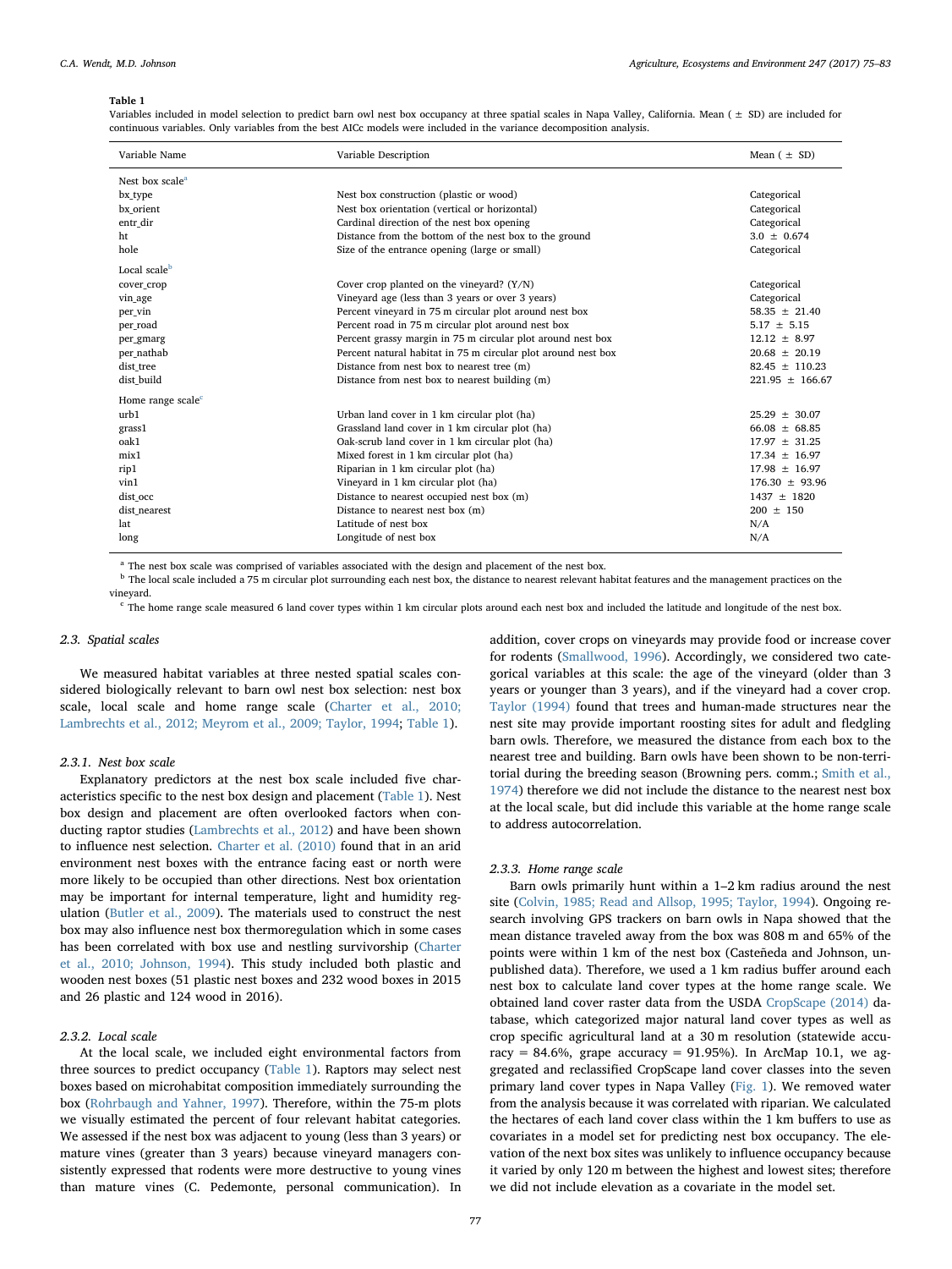**Table 1**

Variables included in model selection to predict barn owl nest box occupancy at three spatial scales in Napa Valley, California. Mean ( ± SD) are included for continuous variables. Only variables from the best AICc models were included in the variance decomposition analysis.

| Variable Name | Variable Description | Mean ( ± SD) |
|---|---|---|
| Nest box scale[a] | | |
| bx_type | Nest box construction (plastic or wood) | Categorical |
| bx_orient | Nest box orientation (vertical or horizontal) | Categorical |
| entr_dir | Cardinal direction of the nest box opening | Categorical |
| ht | Distance from the bottom of the nest box to the ground | 3.0 ± 0.674 |
| hole | Size of the entrance opening (large or small) | Categorical |
| Local scale[b] | | |
| cover_crop | Cover crop planted on the vineyard? (Y/N) | Categorical |
| vin_age | Vineyard age (less than 3 years or over 3 years) | Categorical |
| per_vin | Percent vineyard in 75 m circular plot around nest box | 58.35 ± 21.40 |
| per_road | Percent road in 75 m circular plot around nest box | 5.17 ± 5.15 |
| per_gmarg | Percent grassy margin in 75 m circular plot around nest box | 12.12 ± 8.97 |
| per_nathab | Percent natural habitat in 75 m circular plot around nest box | 20.68 ± 20.19 |
| dist_tree | Distance from nest box to nearest tree (m) | 82.45 ± 110.23 |
| dist_build | Distance from nest box to nearest building (m) | 221.95 ± 166.67 |
| Home range scale[c] | | |
| urb1 | Urban land cover in 1 km circular plot (ha) | 25.29 ± 30.07 |
| grass1 | Grassland land cover in 1 km circular plot (ha) | 66.08 ± 68.85 |
| oak1 | Oak-scrub land cover in 1 km circular plot (ha) | 17.97 ± 31.25 |
| mix1 | Mixed forest in 1 km circular plot (ha) | 17.34 ± 16.97 |
| rip1 | Riparian in 1 km circular plot (ha) | 17.98 ± 16.97 |
| vin1 | Vineyard in 1 km circular plot (ha) | 176.30 ± 93.96 |
| dist_occ | Distance to nearest occupied nest box (m) | 1437 ± 1820 |
| dist_nearest | Distance to nearest nest box (m) | 200 ± 150 |
| lat | Latitude of nest box | N/A |
| long | Longitude of nest box | N/A |

[a] The nest box scale was comprised of variables associated with the design and placement of the nest box.
[b] The local scale included a 75 m circular plot surrounding each nest box, the distance to nearest relevant habitat features and the management practices on the vineyard.
[c] The home range scale measured 6 land cover types within 1 km circular plots around each nest box and included the latitude and longitude of the nest box.

### 2.3. Spatial scales

We measured habitat variables at three nested spatial scales considered biologically relevant to barn owl nest box selection: nest box scale, local scale and home range scale (Charter et al., 2010; Lambrechts et al., 2012; Meyrom et al., 2009; Taylor, 1994; Table 1).

#### 2.3.1. Nest box scale

Explanatory predictors at the nest box scale included five characteristics specific to the nest box design and placement (Table 1). Nest box design and placement are often overlooked factors when conducting raptor studies (Lambrechts et al., 2012) and have been shown to influence nest selection. Charter et al. (2010) found that in an arid environment nest boxes with the entrance facing east or north were more likely to be occupied than other directions. Nest box orientation may be important for internal temperature, light and humidity regulation (Butler et al., 2009). The materials used to construct the nest box may also influence nest box thermoregulation which in some cases has been correlated with box use and nestling survivorship (Charter et al., 2010; Johnson, 1994). This study included both plastic and wooden nest boxes (51 plastic nest boxes and 232 wood boxes in 2015 and 26 plastic and 124 wood in 2016).

#### 2.3.2. Local scale

At the local scale, we included eight environmental factors from three sources to predict occupancy (Table 1). Raptors may select nest boxes based on microhabitat composition immediately surrounding the box (Rohrbaugh and Yahner, 1997). Therefore, within the 75-m plots we visually estimated the percent of four relevant habitat categories. We assessed if the nest box was adjacent to young (less than 3 years) or mature vines (greater than 3 years) because vineyard managers consistently expressed that rodents were more destructive to young vines than mature vines (C. Pedemonte, personal communication). In addition, cover crops on vineyards may provide food or increase cover for rodents (Smallwood, 1996). Accordingly, we considered two categorical variables at this scale: the age of the vineyard (older than 3 years or younger than 3 years), and if the vineyard had a cover crop. Taylor (1994) found that trees and human-made structures near the nest site may provide important roosting sites for adult and fledgling barn owls. Therefore, we measured the distance from each box to the nearest tree and building. Barn owls have been shown to be non-territorial during the breeding season (Browning pers. comm.; Smith et al., 1974) therefore we did not include the distance to the nearest nest box at the local scale, but did include this variable at the home range scale to address autocorrelation.

#### 2.3.3. Home range scale

Barn owls primarily hunt within a 1–2 km radius around the nest site (Colvin, 1985; Read and Allsop, 1995; Taylor, 1994). Ongoing research involving GPS trackers on barn owls in Napa showed that the mean distance traveled away from the box was 808 m and 65% of the points were within 1 km of the nest box (Casteñeda and Johnson, unpublished data). Therefore, we used a 1 km radius buffer around each nest box to calculate land cover types at the home range scale. We obtained land cover raster data from the USDA CropScape (2014) database, which categorized major natural land cover types as well as crop specific agricultural land at a 30 m resolution (statewide accuracy = 84.6%, grape accuracy = 91.95%). In ArcMap 10.1, we aggregated and reclassified CropScape land cover classes into the seven primary land cover types in Napa Valley (Fig. 1). We removed water from the analysis because it was correlated with riparian. We calculated the hectares of each land cover class within the 1 km buffers to use as covariates in a model set for predicting nest box occupancy. The elevation of the next box sites was unlikely to influence occupancy because it varied by only 120 m between the highest and lowest sites; therefore we did not include elevation as a covariate in the model set.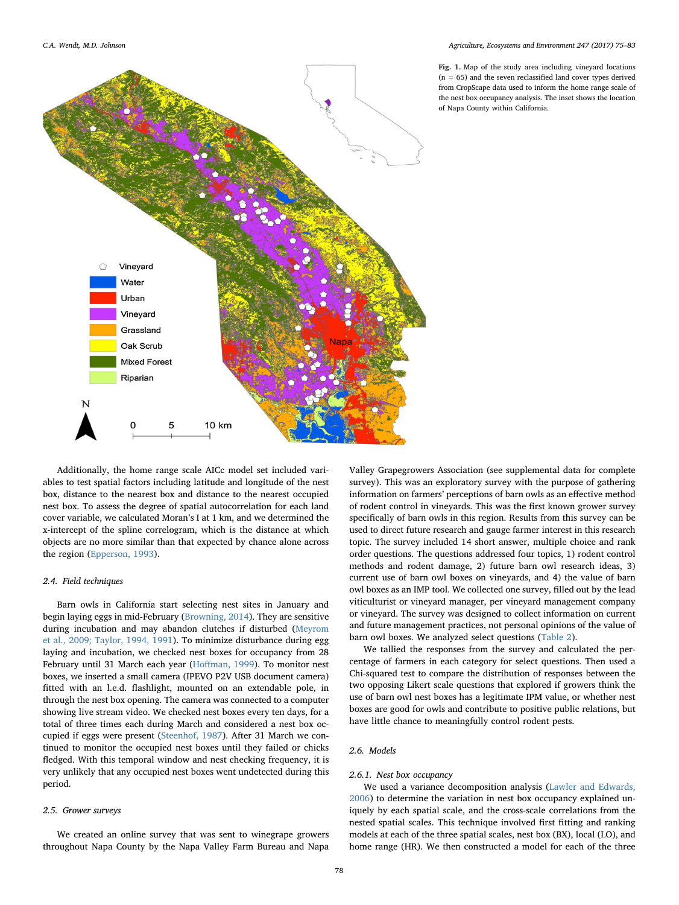Fig. 1. Map of the study area including vineyard locations (n = 65) and the seven reclassified land cover types derived from CropScape data used to inform the home range scale of the nest box occupancy analysis. The inset shows the location of Napa County within California.

Additionally, the home range scale AICc model set included variables to test spatial factors including latitude and longitude of the nest box, distance to the nearest box and distance to the nearest occupied nest box. To assess the degree of spatial autocorrelation for each land cover variable, we calculated Moran's I at 1 km, and we determined the x-intercept of the spline correlogram, which is the distance at which objects are no more similar than that expected by chance alone across the region (Epperson, 1993).

### 2.4. Field techniques

Barn owls in California start selecting nest sites in January and begin laying eggs in mid-February (Browning, 2014). They are sensitive during incubation and may abandon clutches if disturbed (Meyrom et al., 2009; Taylor, 1994, 1991). To minimize disturbance during egg laying and incubation, we checked nest boxes for occupancy from 28 February until 31 March each year (Hoffman, 1999). To monitor nest boxes, we inserted a small camera (IPEVO P2V USB document camera) fitted with an l.e.d. flashlight, mounted on an extendable pole, in through the nest box opening. The camera was connected to a computer showing live stream video. We checked nest boxes every ten days, for a total of three times each during March and considered a nest box occupied if eggs were present (Steenhof, 1987). After 31 March we continued to monitor the occupied nest boxes until they failed or chicks fledged. With this temporal window and nest checking frequency, it is very unlikely that any occupied nest boxes went undetected during this period.

### 2.5. Grower surveys

We created an online survey that was sent to winegrape growers throughout Napa County by the Napa Valley Farm Bureau and Napa Valley Grapegrowers Association (see supplemental data for complete survey). This was an exploratory survey with the purpose of gathering information on farmers' perceptions of barn owls as an effective method of rodent control in vineyards. This was the first known grower survey specifically of barn owls in this region. Results from this survey can be used to direct future research and gauge farmer interest in this research topic. The survey included 14 short answer, multiple choice and rank order questions. The questions addressed four topics, 1) rodent control methods and rodent damage, 2) future barn owl research ideas, 3) current use of barn owl boxes on vineyards, and 4) the value of barn owl boxes as an IMP tool. We collected one survey, filled out by the lead viticulturist or vineyard manager, per vineyard management company or vineyard. The survey was designed to collect information on current and future management practices, not personal opinions of the value of barn owl boxes. We analyzed select questions (Table 2).

We tallied the responses from the survey and calculated the percentage of farmers in each category for select questions. Then used a Chi-squared test to compare the distribution of responses between the two opposing Likert scale questions that explored if growers think the use of barn owl nest boxes has a legitimate IPM value, or whether nest boxes are good for owls and contribute to positive public relations, but have little chance to meaningfully control rodent pests.

### 2.6. Models

#### 2.6.1. Nest box occupancy

We used a variance decomposition analysis (Lawler and Edwards, 2006) to determine the variation in nest box occupancy explained uniquely by each spatial scale, and the cross-scale correlations from the nested spatial scales. This technique involved first fitting and ranking models at each of the three spatial scales, nest box (BX), local (LO), and home range (HR). We then constructed a model for each of the three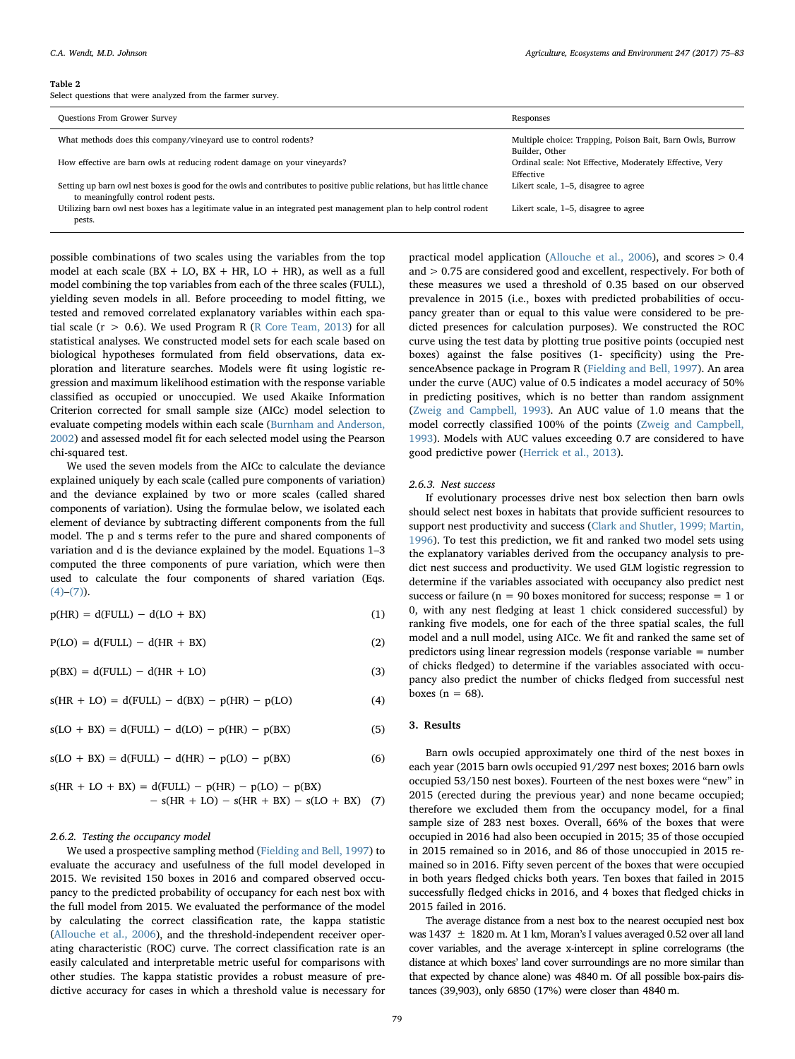Table 2
Select questions that were analyzed from the farmer survey.

| Questions From Grower Survey | Responses |
| --- | --- |
| What methods does this company/vineyard use to control rodents? | Multiple choice: Trapping, Poison Bait, Barn Owls, Burrow Builder, Other |
| How effective are barn owls at reducing rodent damage on your vineyards? | Ordinal scale: Not Effective, Moderately Effective, Very Effective |
| Setting up barn owl nest boxes is good for the owls and contributes to positive public relations, but has little chance to meaningfully control rodent pests. | Likert scale, 1–5, disagree to agree |
| Utilizing barn owl nest boxes has a legitimate value in an integrated pest management plan to help control rodent pests. | Likert scale, 1–5, disagree to agree |

possible combinations of two scales using the variables from the top model at each scale (BX + LO, BX + HR, LO + HR), as well as a full model combining the top variables from each of the three scales (FULL), yielding seven models in all. Before proceeding to model fitting, we tested and removed correlated explanatory variables within each spatial scale ($r > 0.6$). We used Program R (R Core Team, 2013) for all statistical analyses. We constructed model sets for each scale based on biological hypotheses formulated from field observations, data exploration and literature searches. Models were fit using logistic regression and maximum likelihood estimation with the response variable classified as occupied or unoccupied. We used Akaike Information Criterion corrected for small sample size (AICc) model selection to evaluate competing models within each scale (Burnham and Anderson, 2002) and assessed model fit for each selected model using the Pearson chi-squared test.

We used the seven models from the AICc to calculate the deviance explained uniquely by each scale (called pure components of variation) and the deviance explained by two or more scales (called shared components of variation). Using the formulae below, we isolated each element of deviance by subtracting different components from the full model. The p and s terms refer to the pure and shared components of variation and d is the deviance explained by the model. Equations 1–3 computed the three components of pure variation, which were then used to calculate the four components of shared variation (Eqs. (4)–(7)).

$$p(HR) = d(FULL) - d(LO + BX) \tag{1}$$

$$P(LO) = d(FULL) - d(HR + BX) \tag{2}$$

$$p(BX) = d(FULL) - d(HR + LO) \tag{3}$$

$$s(HR + LO) = d(FULL) - d(BX) - p(HR) - p(LO) \tag{4}$$

$$s(LO + BX) = d(FULL) - d(LO) - p(HR) - p(BX) \tag{5}$$

$$s(LO + BX) = d(FULL) - d(HR) - p(LO) - p(BX) \tag{6}$$

$$s(HR + LO + BX) = d(FULL) - p(HR) - p(LO) - p(BX) - s(HR + LO) - s(HR + BX) - s(LO + BX) \tag{7}$$

#### 2.6.2. Testing the occupancy model

We used a prospective sampling method (Fielding and Bell, 1997) to evaluate the accuracy and usefulness of the full model developed in 2015. We revisited 150 boxes in 2016 and compared observed occupancy to the predicted probability of occupancy for each nest box with the full model from 2015. We evaluated the performance of the model by calculating the correct classification rate, the kappa statistic (Allouche et al., 2006), and the threshold-independent receiver operating characteristic (ROC) curve. The correct classification rate is an easily calculated and interpretable metric useful for comparisons with other studies. The kappa statistic provides a robust measure of predictive accuracy for cases in which a threshold value is necessary for practical model application (Allouche et al., 2006), and scores > 0.4 and > 0.75 are considered good and excellent, respectively. For both of these measures we used a threshold of 0.35 based on our observed prevalence in 2015 (i.e., boxes with predicted probabilities of occupancy greater than or equal to this value were considered to be predicted presences for calculation purposes). We constructed the ROC curve using the test data by plotting true positive points (occupied nest boxes) against the false positives (1- specificity) using the PresenceAbsence package in Program R (Fielding and Bell, 1997). An area under the curve (AUC) value of 0.5 indicates a model accuracy of 50% in predicting positives, which is no better than random assignment (Zweig and Campbell, 1993). An AUC value of 1.0 means that the model correctly classified 100% of the points (Zweig and Campbell, 1993). Models with AUC values exceeding 0.7 are considered to have good predictive power (Herrick et al., 2013).

#### 2.6.3. Nest success

If evolutionary processes drive nest box selection then barn owls should select nest boxes in habitats that provide sufficient resources to support nest productivity and success (Clark and Shutler, 1999; Martin, 1996). To test this prediction, we fit and ranked two model sets using the explanatory variables derived from the occupancy analysis to predict nest success and productivity. We used GLM logistic regression to determine if the variables associated with occupancy also predict nest success or failure ($n = 90$ boxes monitored for success; response = 1 or 0, with any nest fledging at least 1 chick considered successful) by ranking five models, one for each of the three spatial scales, the full model and a null model, using AICc. We fit and ranked the same set of predictors using linear regression models (response variable = number of chicks fledged) to determine if the variables associated with occupancy also predict the number of chicks fledged from successful nest boxes ($n = 68$).

## 3. Results

Barn owls occupied approximately one third of the nest boxes in each year (2015 barn owls occupied 91/297 nest boxes; 2016 barn owls occupied 53/150 nest boxes). Fourteen of the nest boxes were "new" in 2015 (erected during the previous year) and none became occupied; therefore we excluded them from the occupancy model, for a final sample size of 283 nest boxes. Overall, 66% of the boxes that were occupied in 2016 had also been occupied in 2015; 35 of those occupied in 2015 remained so in 2016, and 86 of those unoccupied in 2015 remained so in 2016. Fifty seven percent of the boxes that were occupied in both years fledged chicks both years. Ten boxes that failed in 2015 successfully fledged chicks in 2016, and 4 boxes that fledged chicks in 2015 failed in 2016.

The average distance from a nest box to the nearest occupied nest box was 1437 ± 1820 m. At 1 km, Moran's I values averaged 0.52 over all land cover variables, and the average x-intercept in spline correlograms (the distance at which boxes' land cover surroundings are no more similar than that expected by chance alone) was 4840 m. Of all possible box-pairs distances (39,903), only 6850 (17%) were closer than 4840 m.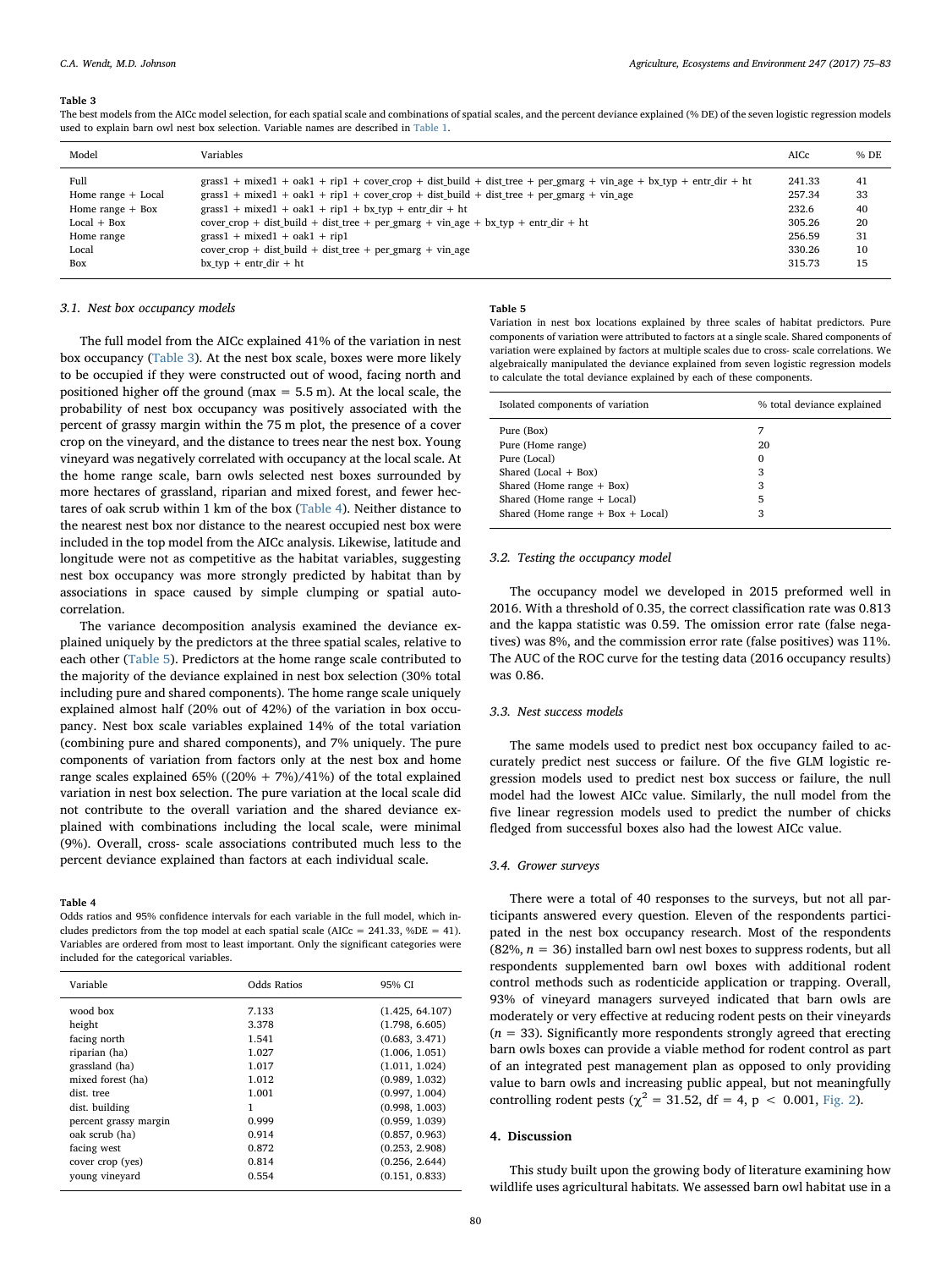**Table 3**
The best models from the AICc model selection, for each spatial scale and combinations of spatial scales, and the percent deviance explained (% DE) of the seven logistic regression models used to explain barn owl nest box selection. Variable names are described in Table 1.

| Model | Variables | AICc | % DE |
|---|---|---|---|
| Full | grass1 + mixed1 + oak1 + rip1 + cover_crop + dist_build + dist_tree + per_gmarg + vin_age + bx_typ + entr_dir + ht | 241.33 | 41 |
| Home range + Local | grass1 + mixed1 + oak1 + rip1 + cover_crop + dist_build + dist_tree + per_gmarg + vin_age | 257.34 | 33 |
| Home range + Box | grass1 + mixed1 + oak1 + rip1 + bx_typ + entr_dir + ht | 232.6 | 40 |
| Local + Box | cover_crop + dist_build + dist_tree + per_gmarg + vin_age + bx_typ + entr_dir + ht | 305.26 | 20 |
| Home range | grass1 + mixed1 + oak1 + rip1 | 256.59 | 31 |
| Local | cover_crop + dist_build + dist_tree + per_gmarg + vin_age | 330.26 | 10 |
| Box | bx_typ + entr_dir + ht | 315.73 | 15 |

### 3.1. Nest box occupancy models

The full model from the AICc explained 41% of the variation in nest box occupancy (Table 3). At the nest box scale, boxes were more likely to be occupied if they were constructed out of wood, facing north and positioned higher off the ground (max = 5.5 m). At the local scale, the probability of nest box occupancy was positively associated with the percent of grassy margin within the 75 m plot, the presence of a cover crop on the vineyard, and the distance to trees near the nest box. Young vineyard was negatively correlated with occupancy at the local scale. At the home range scale, barn owls selected nest boxes surrounded by more hectares of grassland, riparian and mixed forest, and fewer hectares of oak scrub within 1 km of the box (Table 4). Neither distance to the nearest nest box nor distance to the nearest occupied nest box were included in the top model from the AICc analysis. Likewise, latitude and longitude were not as competitive as the habitat variables, suggesting nest box occupancy was more strongly predicted by habitat than by associations in space caused by simple clumping or spatial autocorrelation.

The variance decomposition analysis examined the deviance explained uniquely by the predictors at the three spatial scales, relative to each other (Table 5). Predictors at the home range scale contributed to the majority of the deviance explained in nest box selection (30% total including pure and shared components). The home range scale uniquely explained almost half (20% out of 42%) of the variation in box occupancy. Nest box scale variables explained 14% of the total variation (combining pure and shared components), and 7% uniquely. The pure components of variation from factors only at the nest box and home range scales explained 65% ((20% + 7%)/41%) of the total explained variation in nest box selection. The pure variation at the local scale did not contribute to the overall variation and the shared deviance explained with combinations including the local scale, were minimal (9%). Overall, cross- scale associations contributed much less to the percent deviance explained than factors at each individual scale.

**Table 4**
Odds ratios and 95% confidence intervals for each variable in the full model, which includes predictors from the top model at each spatial scale (AICc = 241.33, %DE = 41). Variables are ordered from most to least important. Only the significant categories were included for the categorical variables.

| Variable | Odds Ratios | 95% CI |
|---|---|---|
| wood box | 7.133 | (1.425, 64.107) |
| height | 3.378 | (1.798, 6.605) |
| facing north | 1.541 | (0.683, 3.471) |
| riparian (ha) | 1.027 | (1.006, 1.051) |
| grassland (ha) | 1.017 | (1.011, 1.024) |
| mixed forest (ha) | 1.012 | (0.989, 1.032) |
| dist. tree | 1.001 | (0.997, 1.004) |
| dist. building | 1 | (0.998, 1.003) |
| percent grassy margin | 0.999 | (0.959, 1.039) |
| oak scrub (ha) | 0.914 | (0.857, 0.963) |
| facing west | 0.872 | (0.253, 2.908) |
| cover crop (yes) | 0.814 | (0.256, 2.644) |
| young vineyard | 0.554 | (0.151, 0.833) |

**Table 5**
Variation in nest box locations explained by three scales of habitat predictors. Pure components of variation were attributed to factors at a single scale. Shared components of variation were explained by factors at multiple scales due to cross- scale correlations. We algebraically manipulated the deviance explained from seven logistic regression models to calculate the total deviance explained by each of these components.

| Isolated components of variation | % total deviance explained |
|---|---|
| Pure (Box) | 7 |
| Pure (Home range) | 20 |
| Pure (Local) | 0 |
| Shared (Local + Box) | 3 |
| Shared (Home range + Box) | 3 |
| Shared (Home range + Local) | 5 |
| Shared (Home range + Box + Local) | 3 |

### 3.2. Testing the occupancy model

The occupancy model we developed in 2015 preformed well in 2016. With a threshold of 0.35, the correct classification rate was 0.813 and the kappa statistic was 0.59. The omission error rate (false negatives) was 8%, and the commission error rate (false positives) was 11%. The AUC of the ROC curve for the testing data (2016 occupancy results) was 0.86.

### 3.3. Nest success models

The same models used to predict nest box occupancy failed to accurately predict nest success or failure. Of the five GLM logistic regression models used to predict nest box success or failure, the null model had the lowest AICc value. Similarly, the null model from the five linear regression models used to predict the number of chicks fledged from successful boxes also had the lowest AICc value.

### 3.4. Grower surveys

There were a total of 40 responses to the surveys, but not all participants answered every question. Eleven of the respondents participated in the nest box occupancy research. Most of the respondents (82%, $n = 36$) installed barn owl nest boxes to suppress rodents, but all respondents supplemented barn owl boxes with additional rodent control methods such as rodenticide application or trapping. Overall, 93% of vineyard managers surveyed indicated that barn owls are moderately or very effective at reducing rodent pests on their vineyards ($n = 33$). Significantly more respondents strongly agreed that erecting barn owls boxes can provide a viable method for rodent control as part of an integrated pest management plan as opposed to only providing value to barn owls and increasing public appeal, but not meaningfully controlling rodent pests ($\chi^2 = 31.52$, df = 4, $p < 0.001$, Fig. 2).

## 4. Discussion

This study built upon the growing body of literature examining how wildlife uses agricultural habitats. We assessed barn owl habitat use in a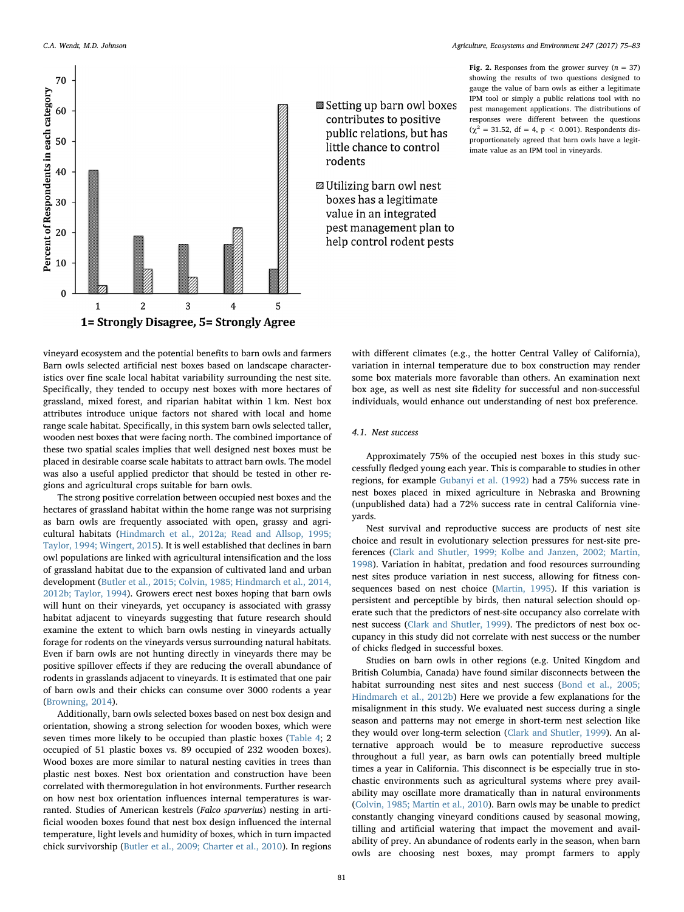**Fig. 2.** Responses from the grower survey ($n$ = 37) showing the results of two questions designed to gauge the value of barn owls as either a legitimate IPM tool or simply a public relations tool with no pest management applications. The distributions of responses were different between the questions ($\chi^2$ = 31.52, df = 4, $p$ < 0.001). Respondents disproportionately agreed that barn owls have a legitimate value as an IPM tool in vineyards.

vineyard ecosystem and the potential benefits to barn owls and farmers Barn owls selected artificial nest boxes based on landscape characteristics over fine scale local habitat variability surrounding the nest site. Specifically, they tended to occupy nest boxes with more hectares of grassland, mixed forest, and riparian habitat within 1 km. Nest box attributes introduce unique factors not shared with local and home range scale habitat. Specifically, in this system barn owls selected taller, wooden nest boxes that were facing north. The combined importance of these two spatial scales implies that well designed nest boxes must be placed in desirable coarse scale habitats to attract barn owls. The model was also a useful applied predictor that should be tested in other regions and agricultural crops suitable for barn owls.

The strong positive correlation between occupied nest boxes and the hectares of grassland habitat within the home range was not surprising as barn owls are frequently associated with open, grassy and agricultural habitats (Hindmarch et al., 2012a; Read and Allsop, 1995; Taylor, 1994; Wingert, 2015). It is well established that declines in barn owl populations are linked with agricultural intensification and the loss of grassland habitat due to the expansion of cultivated land and urban development (Butler et al., 2015; Colvin, 1985; Hindmarch et al., 2014, 2012b; Taylor, 1994). Growers erect nest boxes hoping that barn owls will hunt on their vineyards, yet occupancy is associated with grassy habitat adjacent to vineyards suggesting that future research should examine the extent to which barn owls nesting in vineyards actually forage for rodents on the vineyards versus surrounding natural habitats. Even if barn owls are not hunting directly in vineyards there may be positive spillover effects if they are reducing the overall abundance of rodents in grasslands adjacent to vineyards. It is estimated that one pair of barn owls and their chicks can consume over 3000 rodents a year (Browning, 2014).

Additionally, barn owls selected boxes based on nest box design and orientation, showing a strong selection for wooden boxes, which were seven times more likely to be occupied than plastic boxes (Table 4; 2 occupied of 51 plastic boxes vs. 89 occupied of 232 wooden boxes). Wood boxes are more similar to natural nesting cavities in trees than plastic nest boxes. Nest box orientation and construction have been correlated with thermoregulation in hot environments. Further research on how nest box orientation influences internal temperatures is warranted. Studies of American kestrels (*Falco sparverius*) nesting in artificial wooden boxes found that nest box design influenced the internal temperature, light levels and humidity of boxes, which in turn impacted chick survivorship (Butler et al., 2009; Charter et al., 2010). In regions with different climates (e.g., the hotter Central Valley of California), variation in internal temperature due to box construction may render some box materials more favorable than others. An examination next box age, as well as nest site fidelity for successful and non-successful individuals, would enhance out understanding of nest box preference.

### 4.1. Nest success

Approximately 75% of the occupied nest boxes in this study successfully fledged young each year. This is comparable to studies in other regions, for example Gubanyi et al. (1992) had a 75% success rate in nest boxes placed in mixed agriculture in Nebraska and Browning (unpublished data) had a 72% success rate in central California vineyards.

Nest survival and reproductive success are products of nest site choice and result in evolutionary selection pressures for nest-site preferences (Clark and Shutler, 1999; Kolbe and Janzen, 2002; Martin, 1998). Variation in habitat, predation and food resources surrounding nest sites produce variation in nest success, allowing for fitness consequences based on nest choice (Martin, 1995). If this variation is persistent and perceptible by birds, then natural selection should operate such that the predictors of nest-site occupancy also correlate with nest success (Clark and Shutler, 1999). The predictors of nest box occupancy in this study did not correlate with nest success or the number of chicks fledged in successful boxes.

Studies on barn owls in other regions (e.g. United Kingdom and British Columbia, Canada) have found similar disconnects between the habitat surrounding nest sites and nest success (Bond et al., 2005; Hindmarch et al., 2012b) Here we provide a few explanations for the misalignment in this study. We evaluated nest success during a single season and patterns may not emerge in short-term nest selection like they would over long-term selection (Clark and Shutler, 1999). An alternative approach would be to measure reproductive success throughout a full year, as barn owls can potentially breed multiple times a year in California. This disconnect is be especially true in stochastic environments such as agricultural systems where prey availability may oscillate more dramatically than in natural environments (Colvin, 1985; Martin et al., 2010). Barn owls may be unable to predict constantly changing vineyard conditions caused by seasonal mowing, tilling and artificial watering that impact the movement and availability of prey. An abundance of rodents early in the season, when barn owls are choosing nest boxes, may prompt farmers to apply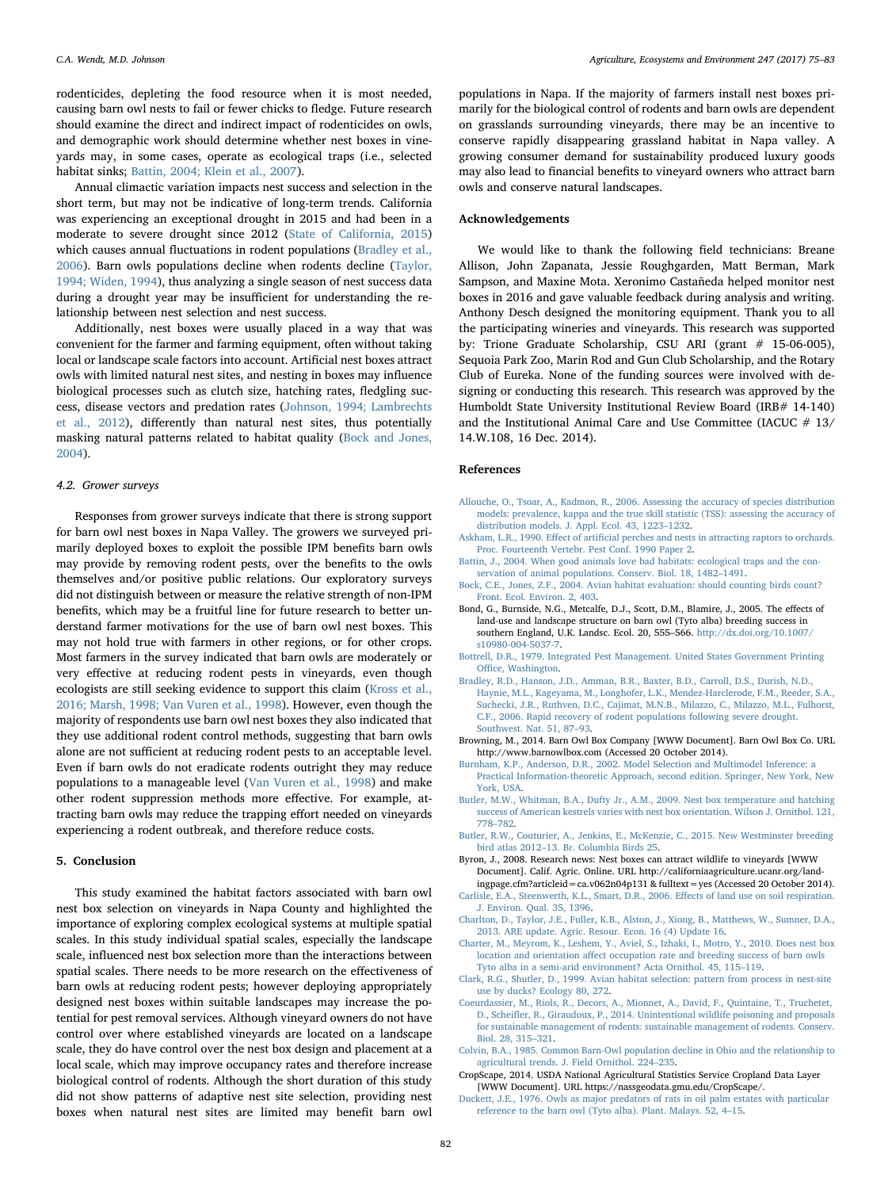rodenticides, depleting the food resource when it is most needed, causing barn owl nests to fail or fewer chicks to fledge. Future research should examine the direct and indirect impact of rodenticides on owls, and demographic work should determine whether nest boxes in vineyards may, in some cases, operate as ecological traps (i.e., selected habitat sinks; Battin, 2004; Klein et al., 2007).

Annual climactic variation impacts nest success and selection in the short term, but may not be indicative of long-term trends. California was experiencing an exceptional drought in 2015 and had been in a moderate to severe drought since 2012 (State of California, 2015) which causes annual fluctuations in rodent populations (Bradley et al., 2006). Barn owls populations decline when rodents decline (Taylor, 1994; Widen, 1994), thus analyzing a single season of nest success data during a drought year may be insufficient for understanding the relationship between nest selection and nest success.

Additionally, nest boxes were usually placed in a way that was convenient for the farmer and farming equipment, often without taking local or landscape scale factors into account. Artificial nest boxes attract owls with limited natural nest sites, and nesting in boxes may influence biological processes such as clutch size, hatching rates, fledgling success, disease vectors and predation rates (Johnson, 1994; Lambrechts et al., 2012), differently than natural nest sites, thus potentially masking natural patterns related to habitat quality (Bock and Jones, 2004).

### 4.2. Grower surveys

Responses from grower surveys indicate that there is strong support for barn owl nest boxes in Napa Valley. The growers we surveyed primarily deployed boxes to exploit the possible IPM benefits barn owls may provide by removing rodent pests, over the benefits to the owls themselves and/or positive public relations. Our exploratory surveys did not distinguish between or measure the relative strength of non-IPM benefits, which may be a fruitful line for future research to better understand farmer motivations for the use of barn owl nest boxes. This may not hold true with farmers in other regions, or for other crops. Most farmers in the survey indicated that barn owls are moderately or very effective at reducing rodent pests in vineyards, even though ecologists are still seeking evidence to support this claim (Kross et al., 2016; Marsh, 1998; Van Vuren et al., 1998). However, even though the majority of respondents use barn owl nest boxes they also indicated that they use additional rodent control methods, suggesting that barn owls alone are not sufficient at reducing rodent pests to an acceptable level. Even if barn owls do not eradicate rodents outright they may reduce populations to a manageable level (Van Vuren et al., 1998) and make other rodent suppression methods more effective. For example, attracting barn owls may reduce the trapping effort needed on vineyards experiencing a rodent outbreak, and therefore reduce costs.

## 5. Conclusion

This study examined the habitat factors associated with barn owl nest box selection on vineyards in Napa County and highlighted the importance of exploring complex ecological systems at multiple spatial scales. In this study individual spatial scales, especially the landscape scale, influenced nest box selection more than the interactions between spatial scales. There needs to be more research on the effectiveness of barn owls at reducing rodent pests; however deploying appropriately designed nest boxes within suitable landscapes may increase the potential for pest removal services. Although vineyard owners do not have control over where established vineyards are located on a landscape scale, they do have control over the nest box design and placement at a local scale, which may improve occupancy rates and therefore increase biological control of rodents. Although the short duration of this study did not show patterns of adaptive nest site selection, providing nest boxes when natural nest sites are limited may benefit barn owl populations in Napa. If the majority of farmers install nest boxes primarily for the biological control of rodents and barn owls are dependent on grasslands surrounding vineyards, there may be an incentive to conserve rapidly disappearing grassland habitat in Napa valley. A growing consumer demand for sustainability produced luxury goods may also lead to financial benefits to vineyard owners who attract barn owls and conserve natural landscapes.

## Acknowledgements

We would like to thank the following field technicians: Breane Allison, John Zapanata, Jessie Roughgarden, Matt Berman, Mark Sampson, and Maxine Mota. Xeronimo Castañeda helped monitor nest boxes in 2016 and gave valuable feedback during analysis and writing. Anthony Desch designed the monitoring equipment. Thank you to all the participating wineries and vineyards. This research was supported by: Trione Graduate Scholarship, CSU ARI (grant # 15-06-005), Sequoia Park Zoo, Marin Rod and Gun Club Scholarship, and the Rotary Club of Eureka. None of the funding sources were involved with designing or conducting this research. This research was approved by the Humboldt State University Institutional Review Board (IRB# 14-140) and the Institutional Animal Care and Use Committee (IACUC # 13/14.W.108, 16 Dec. 2014).

## References

Allouche, O., Tsoar, A., Kadmon, R., 2006. Assessing the accuracy of species distribution models: prevalence, kappa and the true skill statistic (TSS): assessing the accuracy of distribution models. J. Appl. Ecol. 43, 1223–1232.

Askham, L.R., 1990. Effect of artificial perches and nests in attracting raptors to orchards. Proc. Fourteenth Vertebr. Pest Conf. 1990 Paper 2.

Battin, J., 2004. When good animals love bad habitats: ecological traps and the conservation of animal populations. Conserv. Biol. 18, 1482–1491.

Bock, C.E., Jones, Z.F., 2004. Avian habitat evaluation: should counting birds count? Front. Ecol. Environ. 2, 403.

Bond, G., Burnside, N.G., Metcalfe, D.J., Scott, D.M., Blamire, J., 2005. The effects of land-use and landscape structure on barn owl (Tyto alba) breeding success in southern England, U.K. Landsc. Ecol. 20, 555–566. http://dx.doi.org/10.1007/s10980-004-5037-7.

Bottrell, D.R., 1979. Integrated Pest Management. United States Government Printing Office, Washington.

Bradley, R.D., Hanson, J.D., Amman, B.R., Baxter, B.D., Carroll, D.S., Durish, N.D., Haynie, M.L., Kageyama, M., Longhofer, L.K., Mendez-Harclerode, F.M., Reeder, S.A., Suchecki, J.R., Ruthven, D.C., Cajimat, M.N.B., Milazzo, C., Milazzo, M.L., Fulhorst, C.F., 2006. Rapid recovery of rodent populations following severe drought. Southwest. Nat. 51, 87–93.

Browning, M., 2014. Barn Owl Box Company [WWW Document]. Barn Owl Box Co. URL http://www.barnowlbox.com (Accessed 20 October 2014).

Burnham, K.P., Anderson, D.R., 2002. Model Selection and Multimodel Inference: a Practical Information-theoretic Approach, second edition. Springer, New York, New York, USA.

Butler, M.W., Whitman, B.A., Dufty Jr., A.M., 2009. Nest box temperature and hatching success of American kestrels varies with nest box orientation. Wilson J. Ornithol. 121, 778–782.

Butler, R.W., Couturier, A., Jenkins, E., McKenzie, C., 2015. New Westminster breeding bird atlas 2012–13. Br. Columbia Birds 25.

Byron, J., 2008. Research news: Nest boxes can attract wildlife to vineyards [WWW Document]. Calif. Agric. Online. URL http://californiaagriculture.ucanr.org/landingpage.cfm?articleid=ca.v062n04p131&fulltext=yes (Accessed 20 October 2014).

Carlisle, E.A., Steenwerth, K.L., Smart, D.R., 2006. Effects of land use on soil respiration. J. Environ. Qual. 35, 1396.

Charlton, D., Taylor, J.E., Fuller, K.B., Alston, J., Xiong, B., Matthews, W., Sumner, D.A., 2013. ARE update. Agric. Resour. Econ. 16 (4) Update 16.

Charter, M., Meyrom, K., Leshem, Y., Aviel, S., Izhaki, I., Motro, Y., 2010. Does nest box location and orientation affect occupation rate and breeding success of barn owls Tyto alba in a semi-arid environment? Acta Ornithol. 45, 115–119.

Clark, R.G., Shutler, D., 1999. Avian habitat selection: pattern from process in nest-site use by ducks? Ecology 80, 272.

Coeurdassier, M., Riols, R., Decors, A., Mionnet, A., David, F., Quintaine, T., Truchetet, D., Scheifler, R., Giraudoux, P., 2014. Unintentional wildlife poisoning and proposals for sustainable management of rodents: sustainable management of rodents. Conserv. Biol. 28, 315–321.

Colvin, B.A., 1985. Common Barn-Owl population decline in Ohio and the relationship to agricultural trends. J. Field Ornithol. 224–235.

CropScape, 2014. USDA National Agricultural Statistics Service Cropland Data Layer [WWW Document]. URL https://nassgeodata.gmu.edu/CropScape/.

Duckett, J.E., 1976. Owls as major predators of rats in oil palm estates with particular reference to the barn owl (Tyto alba). Plant. Malays. 52, 4–15.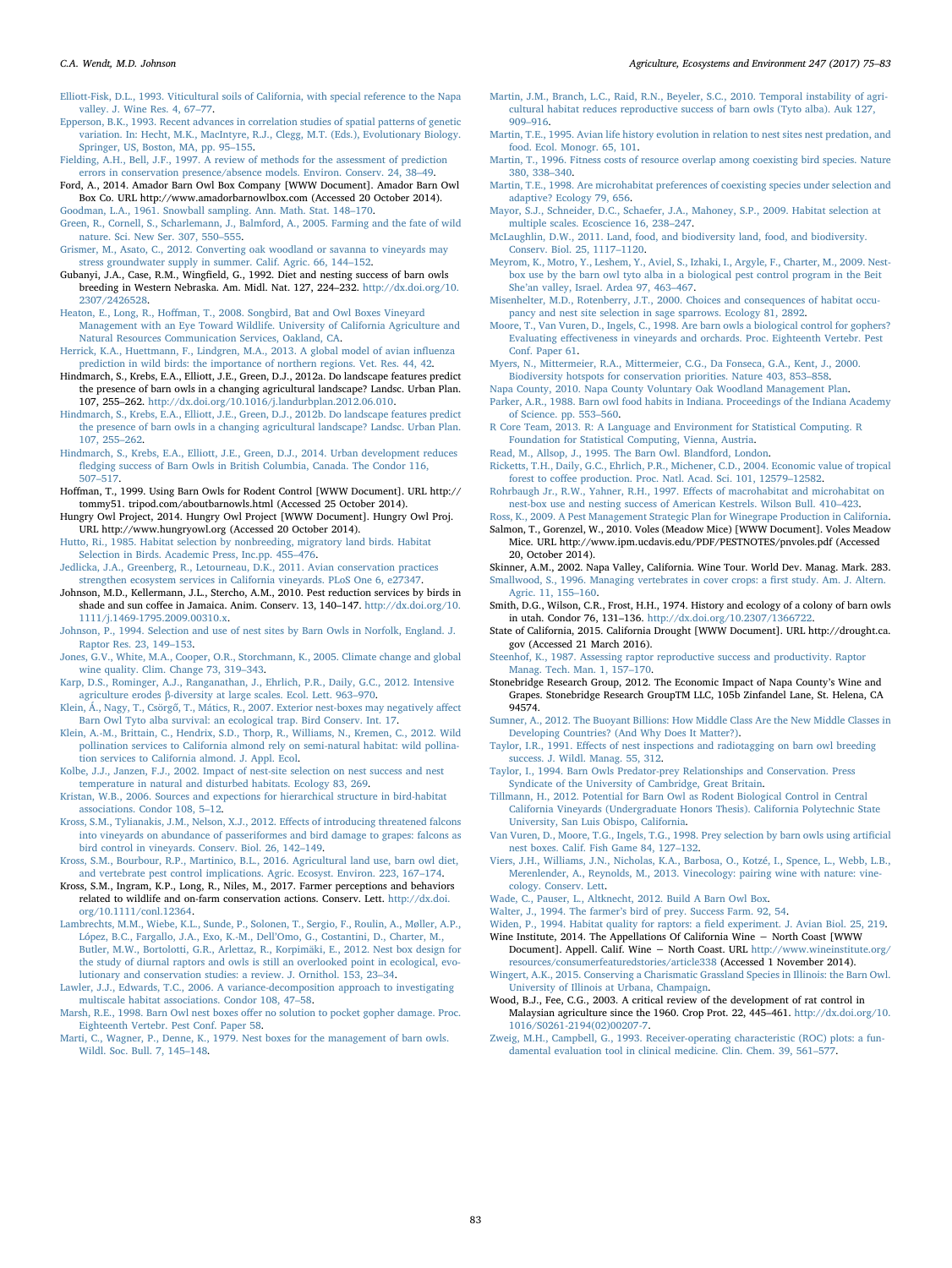Elliott-Fisk, D.L., 1993. Viticultural soils of California, with special reference to the Napa valley. J. Wine Res. 4, 67–77.

Epperson, B.K., 1993. Recent advances in correlation studies of spatial patterns of genetic variation. In: Hecht, M.K., MacIntyre, R.J., Clegg, M.T. (Eds.), Evolutionary Biology. Springer, US, Boston, MA, pp. 95–155.

Fielding, A.H., Bell, J.F., 1997. A review of methods for the assessment of prediction errors in conservation presence/absence models. Environ. Conserv. 24, 38–49.

Ford, A., 2014. Amador Barn Owl Box Company [WWW Document]. Amador Barn Owl Box Co. URL http://www.amadorbarnowlbox.com (Accessed 20 October 2014).

Goodman, L.A., 1961. Snowball sampling. Ann. Math. Stat. 148–170.

Green, R., Cornell, S., Scharlemann, J., Balmford, A., 2005. Farming and the fate of wild nature. Sci. New Ser. 307, 550–555.

Grismer, M., Asato, C., 2012. Converting oak woodland or savanna to vineyards may stress groundwater supply in summer. Calif. Agric. 66, 144–152.

Gubanyi, J.A., Case, R.M., Wingfield, G., 1992. Diet and nesting success of barn owls breeding in Western Nebraska. Am. Midl. Nat. 127, 224–232. http://dx.doi.org/10.2307/2426528.

Heaton, E., Long, R., Hoffman, T., 2008. Songbird, Bat and Owl Boxes Vineyard Management with an Eye Toward Wildlife. University of California Agriculture and Natural Resources Communication Services, Oakland, CA.

Herrick, K.A., Huettmann, F., Lindgren, M.A., 2013. A global model of avian influenza prediction in wild birds: the importance of northern regions. Vet. Res. 44, 42.

Hindmarch, S., Krebs, E.A., Elliott, J.E., Green, D.J., 2012a. Do landscape features predict the presence of barn owls in a changing agricultural landscape? Landsc. Urban Plan. 107, 255–262. http://dx.doi.org/10.1016/j.landurbplan.2012.06.010.

Hindmarch, S., Krebs, E.A., Elliott, J.E., Green, D.J., 2012b. Do landscape features predict the presence of barn owls in a changing agricultural landscape? Landsc. Urban Plan. 107, 255–262.

Hindmarch, S., Krebs, E.A., Elliott, J.E., Green, D.J., 2014. Urban development reduces fledging success of Barn Owls in British Columbia, Canada. The Condor 116, 507–517.

Hoffman, T., 1999. Using Barn Owls for Rodent Control [WWW Document]. URL http://tommy51. tripod.com/aboutbarnowls.html (Accessed 25 October 2014).

Hungry Owl Project, 2014. Hungry Owl Project [WWW Document]. Hungry Owl Proj. URL http://www.hungryowl.org (Accessed 20 October 2014).

Hutto, Ri., 1985. Habitat selection by nonbreeding, migratory land birds. Habitat Selection in Birds. Academic Press, Inc.pp. 455–476.

Jedlicka, J.A., Greenberg, R., Letourneau, D.K., 2011. Avian conservation practices strengthen ecosystem services in California vineyards. PLoS One 6, e27347.

Johnson, M.D., Kellermann, J.L., Stercho, A.M., 2010. Pest reduction services by birds in shade and sun coffee in Jamaica. Anim. Conserv. 13, 140–147. http://dx.doi.org/10.1111/j.1469-1795.2009.00310.x.

Johnson, P., 1994. Selection and use of nest sites by Barn Owls in Norfolk, England. J. Raptor Res. 23, 149–153.

Jones, G.V., White, M.A., Cooper, O.R., Storchmann, K., 2005. Climate change and global wine quality. Clim. Change 73, 319–343.

Karp, D.S., Rominger, A.J., Ranganathan, J., Ehrlich, P.R., Daily, G.C., 2012. Intensive agriculture erodes β-diversity at large scales. Ecol. Lett. 963–970.

Klein, Á., Nagy, T., Csörgő, T., Mátics, R., 2007. Exterior nest-boxes may negatively affect Barn Owl Tyto alba survival: an ecological trap. Bird Conserv. Int. 17.

Klein, A.-M., Brittain, C., Hendrix, S.D., Thorp, R., Williams, N., Kremen, C., 2012. Wild pollination services to California almond rely on semi-natural habitat: wild pollination services to California almond. J. Appl. Ecol.

Kolbe, J.J., Janzen, F.J., 2002. Impact of nest-site selection on nest success and nest temperature in natural and disturbed habitats. Ecology 83, 269.

Kristan, W.B., 2006. Sources and expections for hierarchical structure in bird-habitat associations. Condor 108, 5–12.

Kross, S.M., Tylianakis, J.M., Nelson, X.J., 2012. Effects of introducing threatened falcons into vineyards on abundance of passeriformes and bird damage to grapes: falcons as bird control in vineyards. Conserv. Biol. 26, 142–149.

Kross, S.M., Bourbour, R.P., Martinico, B.L., 2016. Agricultural land use, barn owl diet, and vertebrate pest control implications. Agric. Ecosyst. Environ. 223, 167–174.

Kross, S.M., Ingram, K.P., Long, R., Niles, M., 2017. Farmer perceptions and behaviors related to wildlife and on-farm conservation actions. Conserv. Lett. http://dx.doi.org/10.1111/conl.12364.

Lambrechts, M.M., Wiebe, K.L., Sunde, P., Solonen, T., Sergio, F., Roulin, A., Møller, A.P., López, B.C., Fargallo, J.A., Exo, K.-M., Dell'Omo, G., Costantini, D., Charter, M., Butler, M.W., Bortolotti, G.R., Arlettaz, R., Korpimäki, E., 2012. Nest box design for the study of diurnal raptors and owls is still an overlooked point in ecological, evolutionary and conservation studies: a review. J. Ornithol. 153, 23–34.

Lawler, J.J., Edwards, T.C., 2006. A variance-decomposition approach to investigating multiscale habitat associations. Condor 108, 47–58.

Marsh, R.E., 1998. Barn Owl nest boxes offer no solution to pocket gopher damage. Proc. Eighteenth Vertebr. Pest Conf. Paper 58.

Marti, C., Wagner, P., Denne, K., 1979. Nest boxes for the management of barn owls. Wildl. Soc. Bull. 7, 145–148.

Martin, J.M., Branch, L.C., Raid, R.N., Beyeler, S.C., 2010. Temporal instability of agricultural habitat reduces reproductive success of barn owls (Tyto alba). Auk 127, 909–916.

Martin, T.E., 1995. Avian life history evolution in relation to nest sites nest predation, and food. Ecol. Monogr. 65, 101.

Martin, T., 1996. Fitness costs of resource overlap among coexisting bird species. Nature 380, 338–340.

Martin, T.E., 1998. Are microhabitat preferences of coexisting species under selection and adaptive? Ecology 79, 656.

Mayor, S.J., Schneider, D.C., Schaefer, J.A., Mahoney, S.P., 2009. Habitat selection at multiple scales. Ecoscience 16, 238–247.

McLaughlin, D.W., 2011. Land, food, and biodiversity land, food, and biodiversity. Conserv. Biol. 25, 1117–1120.

Meyrom, K., Motro, Y., Leshem, Y., Aviel, S., Izhaki, I., Argyle, F., Charter, M., 2009. Nest-box use by the barn owl tyto alba in a biological pest control program in the Beit She'an valley, Israel. Ardea 97, 463–467.

Misenhelter, M.D., Rotenberry, J.T., 2000. Choices and consequences of habitat occupancy and nest site selection in sage sparrows. Ecology 81, 2892.

Moore, T., Van Vuren, D., Ingels, C., 1998. Are barn owls a biological control for gophers? Evaluating effectiveness in vineyards and orchards. Proc. Eighteenth Vertebr. Pest Conf. Paper 61.

Myers, N., Mittermeier, R.A., Mittermeier, C.G., Da Fonseca, G.A., Kent, J., 2000. Biodiversity hotspots for conservation priorities. Nature 403, 853–858.

Napa County, 2010. Napa County Voluntary Oak Woodland Management Plan.

Parker, A.R., 1988. Barn owl food habits in Indiana. Proceedings of the Indiana Academy of Science. pp. 553–560.

R Core Team, 2013. R: A Language and Environment for Statistical Computing. R Foundation for Statistical Computing, Vienna, Austria.

Read, M., Allsop, J., 1995. The Barn Owl. Blandford, London.

Ricketts, T.H., Daily, G.C., Ehrlich, P.R., Michener, C.D., 2004. Economic value of tropical forest to coffee production. Proc. Natl. Acad. Sci. 101, 12579–12582.

Rohrbaugh Jr., R.W., Yahner, R.H., 1997. Effects of macrohabitat and microhabitat on nest-box use and nesting success of American Kestrels. Wilson Bull. 410–423.

Ross, K., 2009. A Pest Management Strategic Plan for Winegrape Production in California.

Salmon, T., Gorenzel, W., 2010. Voles (Meadow Mice) [WWW Document]. Voles Meadow Mice. URL http://www.ipm.ucdavis.edu/PDF/PESTNOTES/pnvoles.pdf (Accessed 20, October 2014).

Skinner, A.M., 2002. Napa Valley, California. Wine Tour. World Dev. Manag. Mark. 283.

Smallwood, S., 1996. Managing vertebrates in cover crops: a first study. Am. J. Altern. Agric. 11, 155–160.

Smith, D.G., Wilson, C.R., Frost, H.H., 1974. History and ecology of a colony of barn owls in utah. Condor 76, 131–136. http://dx.doi.org/10.2307/1366722.

State of California, 2015. California Drought [WWW Document]. URL http://drought.ca.gov (Accessed 21 March 2016).

Steenhof, K., 1987. Assessing raptor reproductive success and productivity. Raptor Manag. Tech. Man. 1, 157–170.

Stonebridge Research Group, 2012. The Economic Impact of Napa County's Wine and Grapes. Stonebridge Research GroupTM LLC, 105b Zinfandel Lane, St. Helena, CA 94574.

Sumner, A., 2012. The Buoyant Billions: How Middle Class Are the New Middle Classes in Developing Countries? (And Why Does It Matter?).

Taylor, I.R., 1991. Effects of nest inspections and radiotagging on barn owl breeding success. J. Wildl. Manag. 55, 312.

Taylor, I., 1994. Barn Owls Predator-prey Relationships and Conservation. Press Syndicate of the University of Cambridge, Great Britain.

Tillmann, H., 2012. Potential for Barn Owl as Rodent Biological Control in Central California Vineyards (Undergraduate Honors Thesis). California Polytechnic State University, San Luis Obispo, California.

Van Vuren, D., Moore, T.G., Ingels, T.G., 1998. Prey selection by barn owls using artificial nest boxes. Calif. Fish Game 84, 127–132.

Viers, J.H., Williams, J.N., Nicholas, K.A., Barbosa, O., Kotzé, I., Spence, L., Webb, L.B., Merenlender, A., Reynolds, M., 2013. Vinecology: pairing wine with nature: vinecology. Conserv. Lett.

Wade, C., Pauser, L., Altknecht, 2012. Build A Barn Owl Box.

Walter, J., 1994. The farmer's bird of prey. Success Farm. 92, 54.

Widen, P., 1994. Habitat quality for raptors: a field experiment. J. Avian Biol. 25, 219.

Wine Institute, 2014. The Appellations Of California Wine − North Coast [WWW Document]. Appell. Calif. Wine − North Coast. URL http://www.wineinstitute.org/resources/consumerfeaturedstories/article338 (Accessed 1 November 2014).

Wingert, A.K., 2015. Conserving a Charismatic Grassland Species in Illinois: the Barn Owl. University of Illinois at Urbana, Champaign.

Wood, B.J., Fee, C.G., 2003. A critical review of the development of rat control in Malaysian agriculture since the 1960. Crop Prot. 22, 445–461. http://dx.doi.org/10.1016/S0261-2194(02)00207-7.

Zweig, M.H., Campbell, G., 1993. Receiver-operating characteristic (ROC) plots: a fundamental evaluation tool in clinical medicine. Clin. Chem. 39, 561–577.